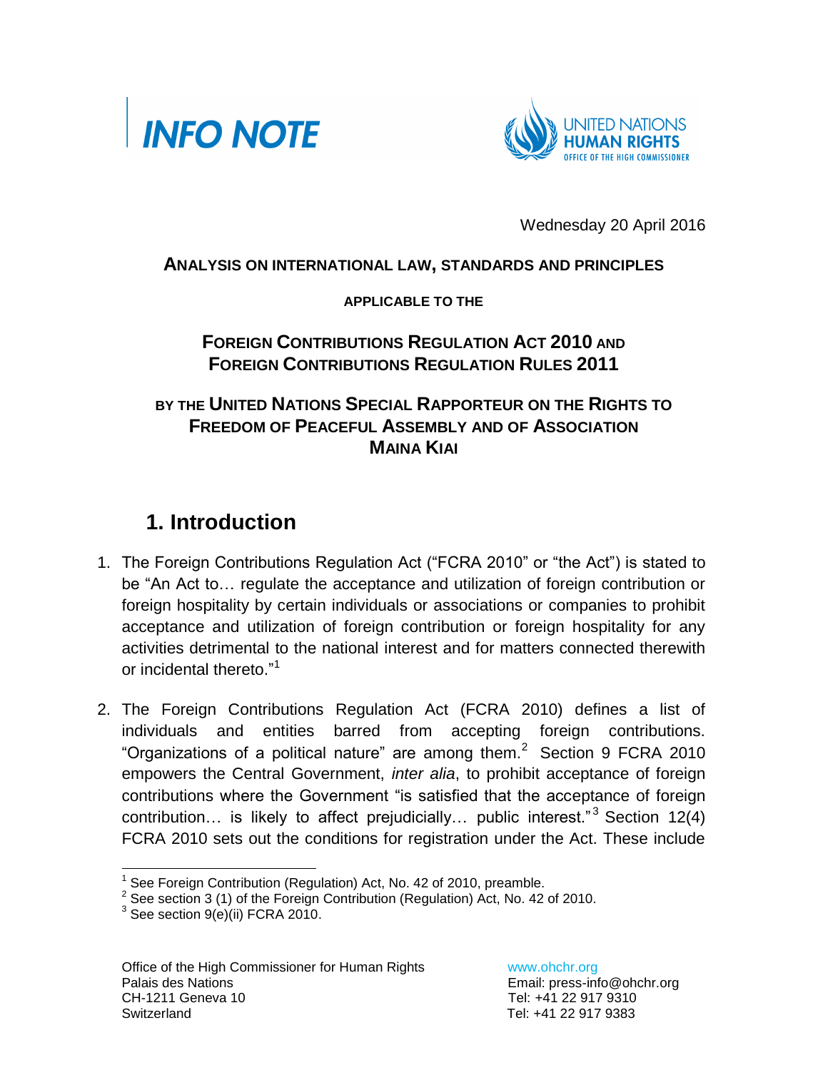INFO NOTE

UNITED NATIONS HUMAN RIGHTS OFFICE OF THE HIGH COMMISSIONER

Wednesday 20 April 2016

**ANALYSIS ON INTERNATIONAL LAW, STANDARDS AND PRINCIPLES**

**APPLICABLE TO THE**

**FOREIGN CONTRIBUTIONS REGULATION ACT 2010 AND FOREIGN CONTRIBUTIONS REGULATION RULES 2011**

**BY THE UNITED NATIONS SPECIAL RAPPORTEUR ON THE RIGHTS TO FREEDOM OF PEACEFUL ASSEMBLY AND OF ASSOCIATION MAINA KIAI**

## 1. Introduction

1. The Foreign Contributions Regulation Act ("FCRA 2010" or "the Act") is stated to be "An Act to… regulate the acceptance and utilization of foreign contribution or foreign hospitality by certain individuals or associations or companies to prohibit acceptance and utilization of foreign contribution or foreign hospitality for any activities detrimental to the national interest and for matters connected therewith or incidental thereto."[1]

2. The Foreign Contributions Regulation Act (FCRA 2010) defines a list of individuals and entities barred from accepting foreign contributions. "Organizations of a political nature" are among them.[2] Section 9 FCRA 2010 empowers the Central Government, *inter alia*, to prohibit acceptance of foreign contributions where the Government "is satisfied that the acceptance of foreign contribution… is likely to affect prejudicially… public interest."[3] Section 12(4) FCRA 2010 sets out the conditions for registration under the Act. These include

[1] See Foreign Contribution (Regulation) Act, No. 42 of 2010, preamble.
[2] See section 3 (1) of the Foreign Contribution (Regulation) Act, No. 42 of 2010.
[3] See section 9(e)(ii) FCRA 2010.

Office of the High Commissioner for Human Rights
Palais des Nations
CH-1211 Geneva 10
Switzerland

www.ohchr.org
Email: press-info@ohchr.org
Tel: +41 22 917 9310
Tel: +41 22 917 9383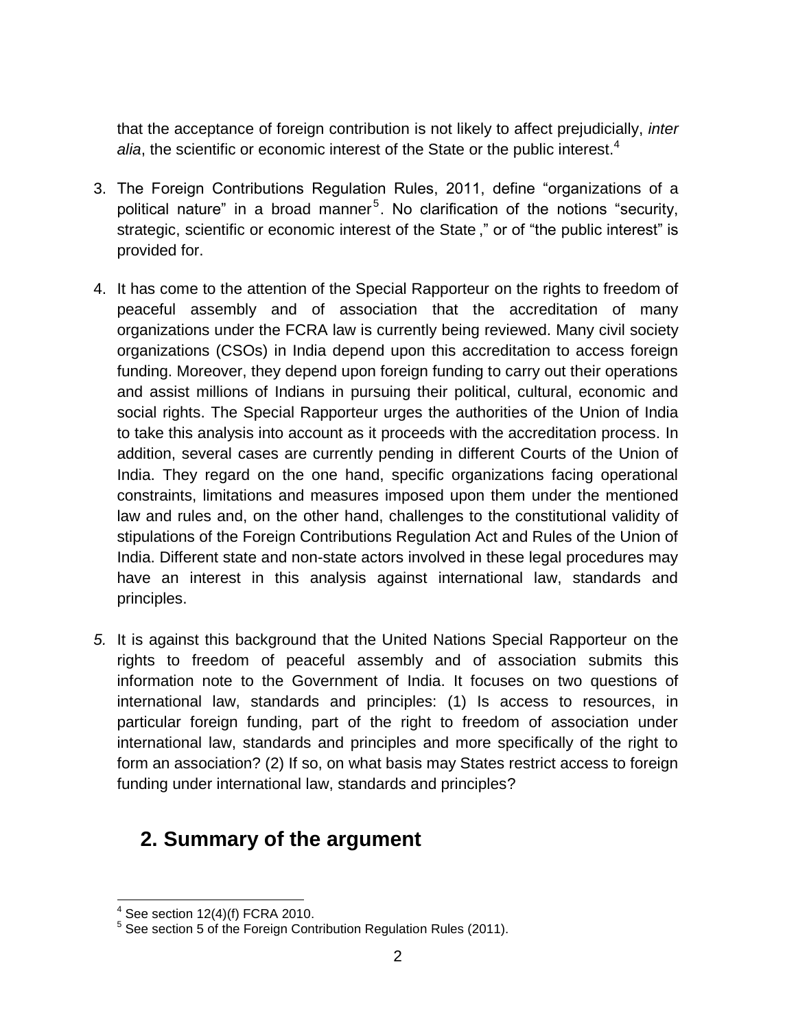that the acceptance of foreign contribution is not likely to affect prejudicially, *inter alia*, the scientific or economic interest of the State or the public interest.[4]

3. The Foreign Contributions Regulation Rules, 2011, define "organizations of a political nature" in a broad manner[5]. No clarification of the notions "security, strategic, scientific or economic interest of the State ," or of "the public interest" is provided for.

4. It has come to the attention of the Special Rapporteur on the rights to freedom of peaceful assembly and of association that the accreditation of many organizations under the FCRA law is currently being reviewed. Many civil society organizations (CSOs) in India depend upon this accreditation to access foreign funding. Moreover, they depend upon foreign funding to carry out their operations and assist millions of Indians in pursuing their political, cultural, economic and social rights. The Special Rapporteur urges the authorities of the Union of India to take this analysis into account as it proceeds with the accreditation process. In addition, several cases are currently pending in different Courts of the Union of India. They regard on the one hand, specific organizations facing operational constraints, limitations and measures imposed upon them under the mentioned law and rules and, on the other hand, challenges to the constitutional validity of stipulations of the Foreign Contributions Regulation Act and Rules of the Union of India. Different state and non-state actors involved in these legal procedures may have an interest in this analysis against international law, standards and principles.

5. It is against this background that the United Nations Special Rapporteur on the rights to freedom of peaceful assembly and of association submits this information note to the Government of India. It focuses on two questions of international law, standards and principles: (1) Is access to resources, in particular foreign funding, part of the right to freedom of association under international law, standards and principles and more specifically of the right to form an association? (2) If so, on what basis may States restrict access to foreign funding under international law, standards and principles?

## 2. Summary of the argument

---

[4] See section 12(4)(f) FCRA 2010.

[5] See section 5 of the Foreign Contribution Regulation Rules (2011).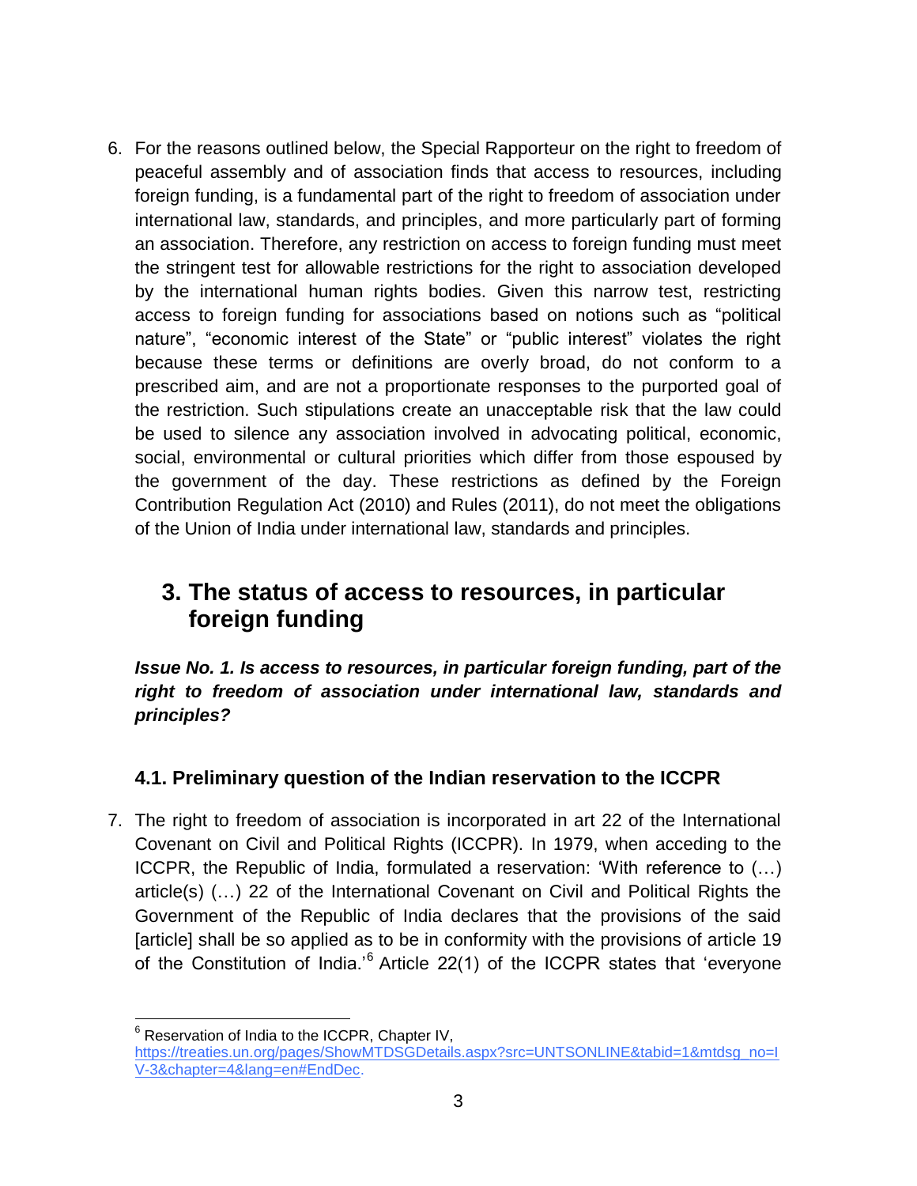6. For the reasons outlined below, the Special Rapporteur on the right to freedom of peaceful assembly and of association finds that access to resources, including foreign funding, is a fundamental part of the right to freedom of association under international law, standards, and principles, and more particularly part of forming an association. Therefore, any restriction on access to foreign funding must meet the stringent test for allowable restrictions for the right to association developed by the international human rights bodies. Given this narrow test, restricting access to foreign funding for associations based on notions such as "political nature", "economic interest of the State" or "public interest" violates the right because these terms or definitions are overly broad, do not conform to a prescribed aim, and are not a proportionate responses to the purported goal of the restriction. Such stipulations create an unacceptable risk that the law could be used to silence any association involved in advocating political, economic, social, environmental or cultural priorities which differ from those espoused by the government of the day. These restrictions as defined by the Foreign Contribution Regulation Act (2010) and Rules (2011), do not meet the obligations of the Union of India under international law, standards and principles.

## 3. The status of access to resources, in particular foreign funding

***Issue No. 1. Is access to resources, in particular foreign funding, part of the right to freedom of association under international law, standards and principles?***

### 4.1. Preliminary question of the Indian reservation to the ICCPR

7. The right to freedom of association is incorporated in art 22 of the International Covenant on Civil and Political Rights (ICCPR). In 1979, when acceding to the ICCPR, the Republic of India, formulated a reservation: 'With reference to (…) article(s) (…) 22 of the International Covenant on Civil and Political Rights the Government of the Republic of India declares that the provisions of the said [article] shall be so applied as to be in conformity with the provisions of article 19 of the Constitution of India.'[6] Article 22(1) of the ICCPR states that 'everyone

[6] Reservation of India to the ICCPR, Chapter IV, https://treaties.un.org/pages/ShowMTDSGDetails.aspx?src=UNTSONLINE&tabid=1&mtdsg_no=IV-3&chapter=4&lang=en#EndDec.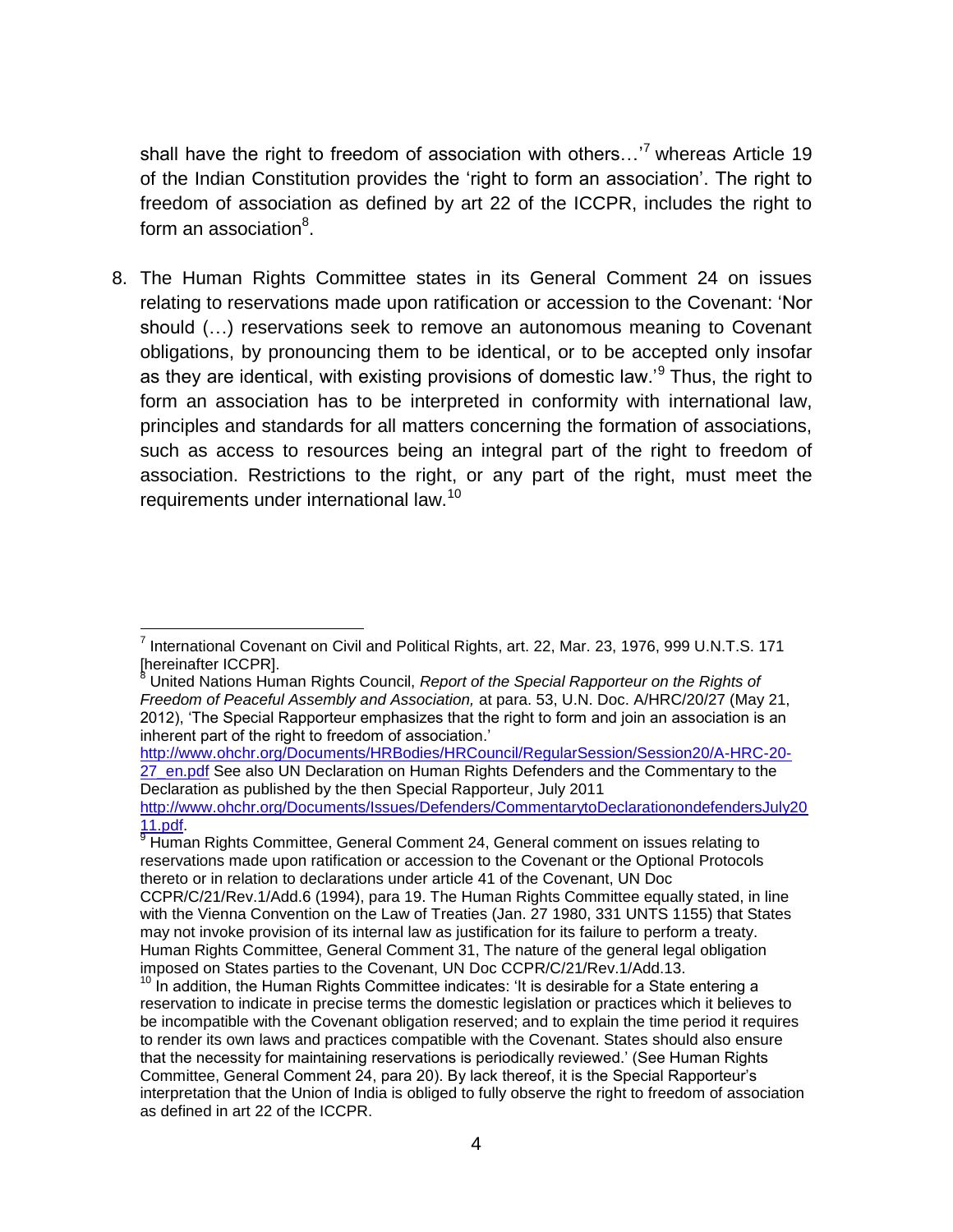shall have the right to freedom of association with others…'[7] whereas Article 19 of the Indian Constitution provides the 'right to form an association'. The right to freedom of association as defined by art 22 of the ICCPR, includes the right to form an association[8].

8. The Human Rights Committee states in its General Comment 24 on issues relating to reservations made upon ratification or accession to the Covenant: 'Nor should (…) reservations seek to remove an autonomous meaning to Covenant obligations, by pronouncing them to be identical, or to be accepted only insofar as they are identical, with existing provisions of domestic law.'[9] Thus, the right to form an association has to be interpreted in conformity with international law, principles and standards for all matters concerning the formation of associations, such as access to resources being an integral part of the right to freedom of association. Restrictions to the right, or any part of the right, must meet the requirements under international law.[10]

---

[7] International Covenant on Civil and Political Rights, art. 22, Mar. 23, 1976, 999 U.N.T.S. 171 [hereinafter ICCPR].

[8] United Nations Human Rights Council, *Report of the Special Rapporteur on the Rights of Freedom of Peaceful Assembly and Association,* at para. 53, U.N. Doc. A/HRC/20/27 (May 21, 2012), 'The Special Rapporteur emphasizes that the right to form and join an association is an inherent part of the right to freedom of association.' http://www.ohchr.org/Documents/HRBodies/HRCouncil/RegularSession/Session20/A-HRC-20-27_en.pdf See also UN Declaration on Human Rights Defenders and the Commentary to the Declaration as published by the then Special Rapporteur, July 2011 http://www.ohchr.org/Documents/Issues/Defenders/CommentarytoDeclarationondefendersJuly2011.pdf.

[9] Human Rights Committee, General Comment 24, General comment on issues relating to reservations made upon ratification or accession to the Covenant or the Optional Protocols thereto or in relation to declarations under article 41 of the Covenant, UN Doc CCPR/C/21/Rev.1/Add.6 (1994), para 19. The Human Rights Committee equally stated, in line with the Vienna Convention on the Law of Treaties (Jan. 27 1980, 331 UNTS 1155) that States may not invoke provision of its internal law as justification for its failure to perform a treaty. Human Rights Committee, General Comment 31, The nature of the general legal obligation imposed on States parties to the Covenant, UN Doc CCPR/C/21/Rev.1/Add.13.

[10] In addition, the Human Rights Committee indicates: 'It is desirable for a State entering a reservation to indicate in precise terms the domestic legislation or practices which it believes to be incompatible with the Covenant obligation reserved; and to explain the time period it requires to render its own laws and practices compatible with the Covenant. States should also ensure that the necessity for maintaining reservations is periodically reviewed.' (See Human Rights Committee, General Comment 24, para 20). By lack thereof, it is the Special Rapporteur's interpretation that the Union of India is obliged to fully observe the right to freedom of association as defined in art 22 of the ICCPR.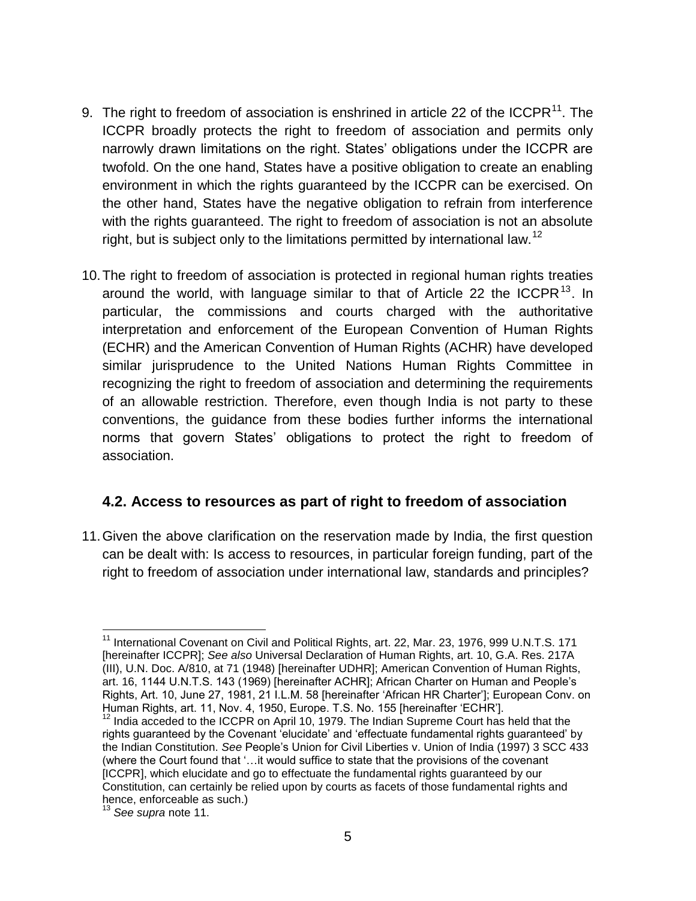9. The right to freedom of association is enshrined in article 22 of the ICCPR[11]. The ICCPR broadly protects the right to freedom of association and permits only narrowly drawn limitations on the right. States' obligations under the ICCPR are twofold. On the one hand, States have a positive obligation to create an enabling environment in which the rights guaranteed by the ICCPR can be exercised. On the other hand, States have the negative obligation to refrain from interference with the rights guaranteed. The right to freedom of association is not an absolute right, but is subject only to the limitations permitted by international law.[12]

10. The right to freedom of association is protected in regional human rights treaties around the world, with language similar to that of Article 22 the ICCPR[13]. In particular, the commissions and courts charged with the authoritative interpretation and enforcement of the European Convention of Human Rights (ECHR) and the American Convention of Human Rights (ACHR) have developed similar jurisprudence to the United Nations Human Rights Committee in recognizing the right to freedom of association and determining the requirements of an allowable restriction. Therefore, even though India is not party to these conventions, the guidance from these bodies further informs the international norms that govern States' obligations to protect the right to freedom of association.

### 4.2. Access to resources as part of right to freedom of association

11. Given the above clarification on the reservation made by India, the first question can be dealt with: Is access to resources, in particular foreign funding, part of the right to freedom of association under international law, standards and principles?

---

[11] International Covenant on Civil and Political Rights, art. 22, Mar. 23, 1976, 999 U.N.T.S. 171 [hereinafter ICCPR]; *See also* Universal Declaration of Human Rights, art. 10, G.A. Res. 217A (III), U.N. Doc. A/810, at 71 (1948) [hereinafter UDHR]; American Convention of Human Rights, art. 16, 1144 U.N.T.S. 143 (1969) [hereinafter ACHR]; African Charter on Human and People's Rights, Art. 10, June 27, 1981, 21 I.L.M. 58 [hereinafter 'African HR Charter']; European Conv. on Human Rights, art. 11, Nov. 4, 1950, Europe. T.S. No. 155 [hereinafter 'ECHR'].

[12] India acceded to the ICCPR on April 10, 1979. The Indian Supreme Court has held that the rights guaranteed by the Covenant 'elucidate' and 'effectuate fundamental rights guaranteed' by the Indian Constitution. *See* People's Union for Civil Liberties v. Union of India (1997) 3 SCC 433 (where the Court found that '…it would suffice to state that the provisions of the covenant [ICCPR], which elucidate and go to effectuate the fundamental rights guaranteed by our Constitution, can certainly be relied upon by courts as facets of those fundamental rights and hence, enforceable as such.)

[13] *See supra* note 11.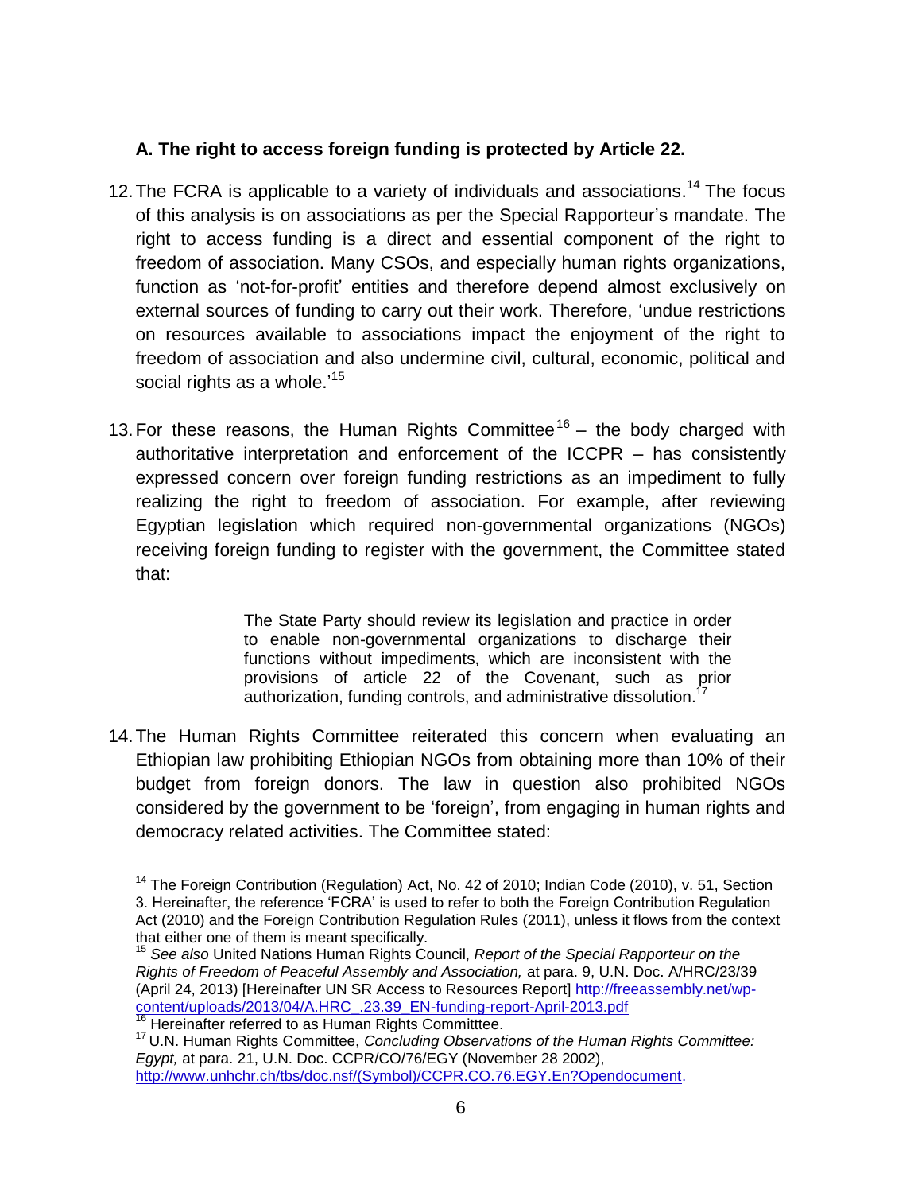### A. The right to access foreign funding is protected by Article 22.

12. The FCRA is applicable to a variety of individuals and associations.[14] The focus of this analysis is on associations as per the Special Rapporteur's mandate. The right to access funding is a direct and essential component of the right to freedom of association. Many CSOs, and especially human rights organizations, function as 'not-for-profit' entities and therefore depend almost exclusively on external sources of funding to carry out their work. Therefore, 'undue restrictions on resources available to associations impact the enjoyment of the right to freedom of association and also undermine civil, cultural, economic, political and social rights as a whole.'[15]

13. For these reasons, the Human Rights Committee[16] – the body charged with authoritative interpretation and enforcement of the ICCPR – has consistently expressed concern over foreign funding restrictions as an impediment to fully realizing the right to freedom of association. For example, after reviewing Egyptian legislation which required non-governmental organizations (NGOs) receiving foreign funding to register with the government, the Committee stated that:

> The State Party should review its legislation and practice in order to enable non-governmental organizations to discharge their functions without impediments, which are inconsistent with the provisions of article 22 of the Covenant, such as prior authorization, funding controls, and administrative dissolution.[17]

14. The Human Rights Committee reiterated this concern when evaluating an Ethiopian law prohibiting Ethiopian NGOs from obtaining more than 10% of their budget from foreign donors. The law in question also prohibited NGOs considered by the government to be 'foreign', from engaging in human rights and democracy related activities. The Committee stated:

---

[14] The Foreign Contribution (Regulation) Act, No. 42 of 2010; Indian Code (2010), v. 51, Section 3. Hereinafter, the reference 'FCRA' is used to refer to both the Foreign Contribution Regulation Act (2010) and the Foreign Contribution Regulation Rules (2011), unless it flows from the context that either one of them is meant specifically.

[15] *See also* United Nations Human Rights Council, *Report of the Special Rapporteur on the Rights of Freedom of Peaceful Assembly and Association,* at para. 9, U.N. Doc. A/HRC/23/39 (April 24, 2013) [Hereinafter UN SR Access to Resources Report] http://freeassembly.net/wp-content/uploads/2013/04/A.HRC_.23.39_EN-funding-report-April-2013.pdf

[16] Hereinafter referred to as Human Rights Committtee.

[17] U.N. Human Rights Committee, *Concluding Observations of the Human Rights Committee: Egypt,* at para. 21, U.N. Doc. CCPR/CO/76/EGY (November 28 2002), http://www.unhchr.ch/tbs/doc.nsf/(Symbol)/CCPR.CO.76.EGY.En?Opendocument.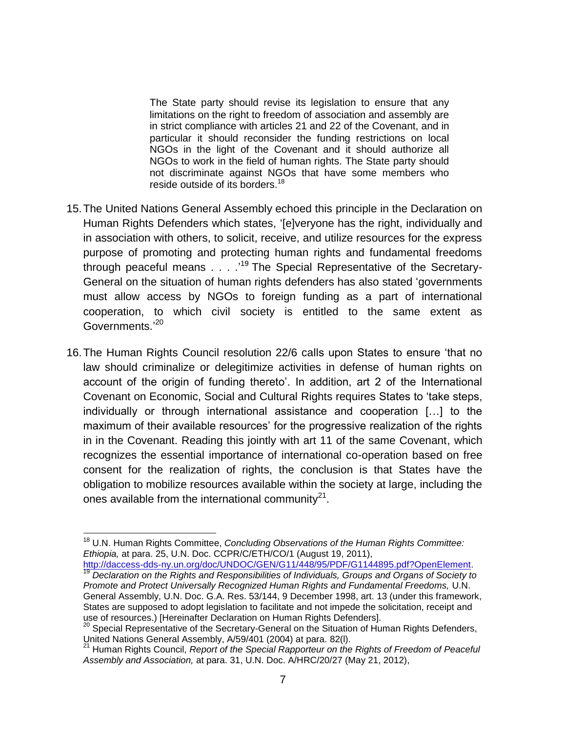> The State party should revise its legislation to ensure that any limitations on the right to freedom of association and assembly are in strict compliance with articles 21 and 22 of the Covenant, and in particular it should reconsider the funding restrictions on local NGOs in the light of the Covenant and it should authorize all NGOs to work in the field of human rights. The State party should not discriminate against NGOs that have some members who reside outside of its borders.[18]

15. The United Nations General Assembly echoed this principle in the Declaration on Human Rights Defenders which states, '[e]veryone has the right, individually and in association with others, to solicit, receive, and utilize resources for the express purpose of promoting and protecting human rights and fundamental freedoms through peaceful means . . . .'[19] The Special Representative of the Secretary-General on the situation of human rights defenders has also stated 'governments must allow access by NGOs to foreign funding as a part of international cooperation, to which civil society is entitled to the same extent as Governments.'[20]

16. The Human Rights Council resolution 22/6 calls upon States to ensure 'that no law should criminalize or delegitimize activities in defense of human rights on account of the origin of funding thereto'. In addition, art 2 of the International Covenant on Economic, Social and Cultural Rights requires States to 'take steps, individually or through international assistance and cooperation […] to the maximum of their available resources' for the progressive realization of the rights in in the Covenant. Reading this jointly with art 11 of the same Covenant, which recognizes the essential importance of international co-operation based on free consent for the realization of rights, the conclusion is that States have the obligation to mobilize resources available within the society at large, including the ones available from the international community[21].

---

[18] U.N. Human Rights Committee, *Concluding Observations of the Human Rights Committee: Ethiopia,* at para. 25, U.N. Doc. CCPR/C/ETH/CO/1 (August 19, 2011), http://daccess-dds-ny.un.org/doc/UNDOC/GEN/G11/448/95/PDF/G1144895.pdf?OpenElement.

[19] *Declaration on the Rights and Responsibilities of Individuals, Groups and Organs of Society to Promote and Protect Universally Recognized Human Rights and Fundamental Freedoms,* U.N. General Assembly, U.N. Doc. G.A. Res. 53/144, 9 December 1998, art. 13 (under this framework, States are supposed to adopt legislation to facilitate and not impede the solicitation, receipt and use of resources.) [Hereinafter Declaration on Human Rights Defenders].

[20] Special Representative of the Secretary-General on the Situation of Human Rights Defenders, United Nations General Assembly, A/59/401 (2004) at para. 82(l).

[21] Human Rights Council, *Report of the Special Rapporteur on the Rights of Freedom of Peaceful Assembly and Association,* at para. 31, U.N. Doc. A/HRC/20/27 (May 21, 2012),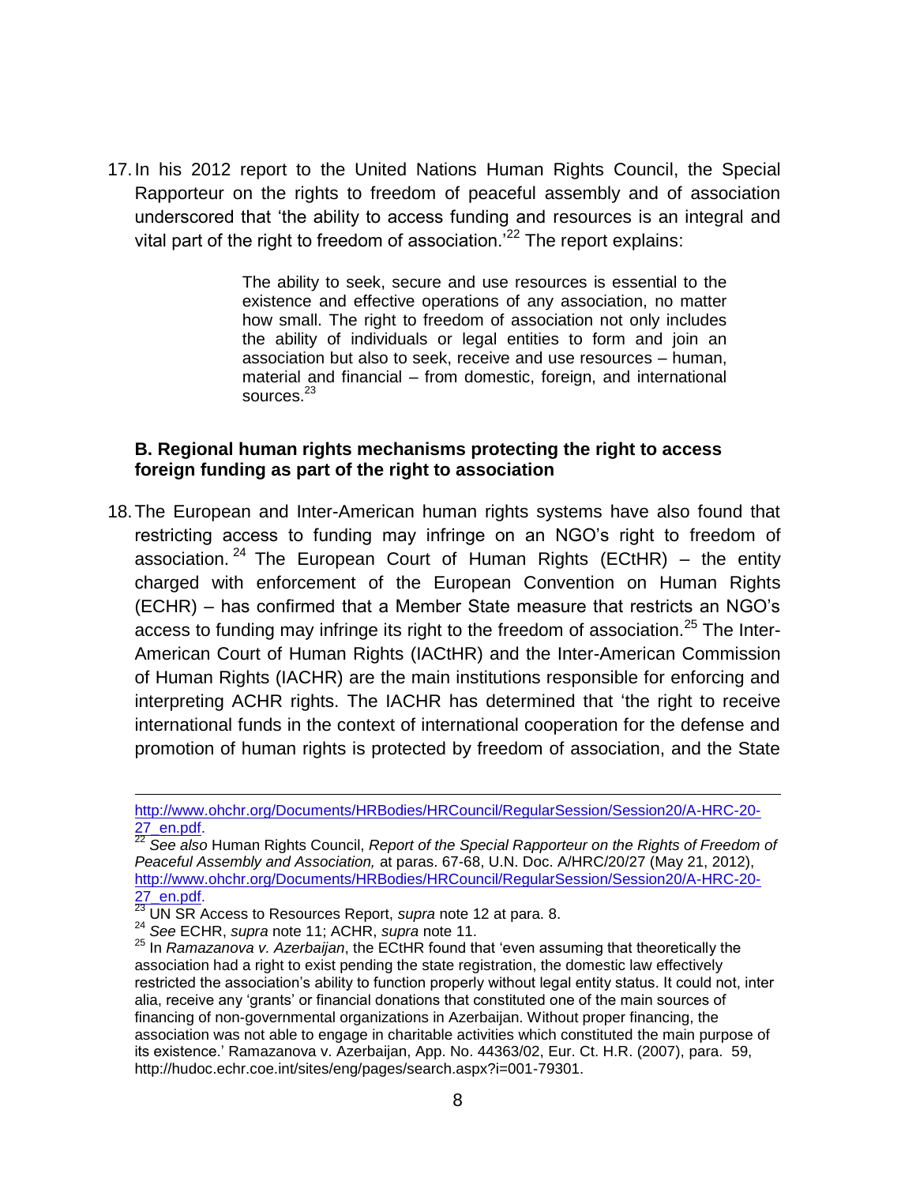17. In his 2012 report to the United Nations Human Rights Council, the Special Rapporteur on the rights to freedom of peaceful assembly and of association underscored that 'the ability to access funding and resources is an integral and vital part of the right to freedom of association.'[22] The report explains:

> The ability to seek, secure and use resources is essential to the existence and effective operations of any association, no matter how small. The right to freedom of association not only includes the ability of individuals or legal entities to form and join an association but also to seek, receive and use resources – human, material and financial – from domestic, foreign, and international sources.[23]

### B. Regional human rights mechanisms protecting the right to access foreign funding as part of the right to association

18. The European and Inter-American human rights systems have also found that restricting access to funding may infringe on an NGO's right to freedom of association.[24] The European Court of Human Rights (ECtHR) – the entity charged with enforcement of the European Convention on Human Rights (ECHR) – has confirmed that a Member State measure that restricts an NGO's access to funding may infringe its right to the freedom of association.[25] The Inter-American Court of Human Rights (IACtHR) and the Inter-American Commission of Human Rights (IACHR) are the main institutions responsible for enforcing and interpreting ACHR rights. The IACHR has determined that 'the right to receive international funds in the context of international cooperation for the defense and promotion of human rights is protected by freedom of association, and the State

---

http://www.ohchr.org/Documents/HRBodies/HRCouncil/RegularSession/Session20/A-HRC-20-27_en.pdf.

[22] *See also* Human Rights Council, *Report of the Special Rapporteur on the Rights of Freedom of Peaceful Assembly and Association,* at paras. 67-68, U.N. Doc. A/HRC/20/27 (May 21, 2012), http://www.ohchr.org/Documents/HRBodies/HRCouncil/RegularSession/Session20/A-HRC-20-27_en.pdf.

[23] UN SR Access to Resources Report, *supra* note 12 at para. 8.

[24] *See* ECHR, *supra* note 11; ACHR, *supra* note 11.

[25] In *Ramazanova v. Azerbaijan*, the ECtHR found that 'even assuming that theoretically the association had a right to exist pending the state registration, the domestic law effectively restricted the association's ability to function properly without legal entity status. It could not, inter alia, receive any 'grants' or financial donations that constituted one of the main sources of financing of non-governmental organizations in Azerbaijan. Without proper financing, the association was not able to engage in charitable activities which constituted the main purpose of its existence.' Ramazanova v. Azerbaijan, App. No. 44363/02, Eur. Ct. H.R. (2007), para. 59, http://hudoc.echr.coe.int/sites/eng/pages/search.aspx?i=001-79301.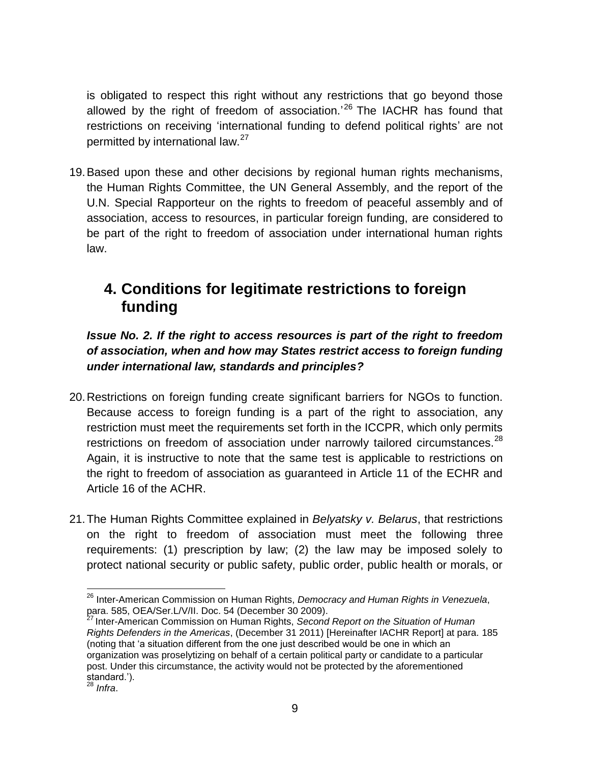is obligated to respect this right without any restrictions that go beyond those allowed by the right of freedom of association.'[26] The IACHR has found that restrictions on receiving 'international funding to defend political rights' are not permitted by international law.[27]

19. Based upon these and other decisions by regional human rights mechanisms, the Human Rights Committee, the UN General Assembly, and the report of the U.N. Special Rapporteur on the rights to freedom of peaceful assembly and of association, access to resources, in particular foreign funding, are considered to be part of the right to freedom of association under international human rights law.

## 4. Conditions for legitimate restrictions to foreign funding

***Issue No. 2. If the right to access resources is part of the right to freedom of association, when and how may States restrict access to foreign funding under international law, standards and principles?***

20. Restrictions on foreign funding create significant barriers for NGOs to function. Because access to foreign funding is a part of the right to association, any restriction must meet the requirements set forth in the ICCPR, which only permits restrictions on freedom of association under narrowly tailored circumstances.[28] Again, it is instructive to note that the same test is applicable to restrictions on the right to freedom of association as guaranteed in Article 11 of the ECHR and Article 16 of the ACHR.

21. The Human Rights Committee explained in *Belyatsky v. Belarus*, that restrictions on the right to freedom of association must meet the following three requirements: (1) prescription by law; (2) the law may be imposed solely to protect national security or public safety, public order, public health or morals, or

---

[26] Inter-American Commission on Human Rights, *Democracy and Human Rights in Venezuela*, para. 585, OEA/Ser.L/V/II. Doc. 54 (December 30 2009).

[27] Inter-American Commission on Human Rights, *Second Report on the Situation of Human Rights Defenders in the Americas*, (December 31 2011) [Hereinafter IACHR Report] at para. 185 (noting that 'a situation different from the one just described would be one in which an organization was proselytizing on behalf of a certain political party or candidate to a particular post. Under this circumstance, the activity would not be protected by the aforementioned standard.').

[28] *Infra*.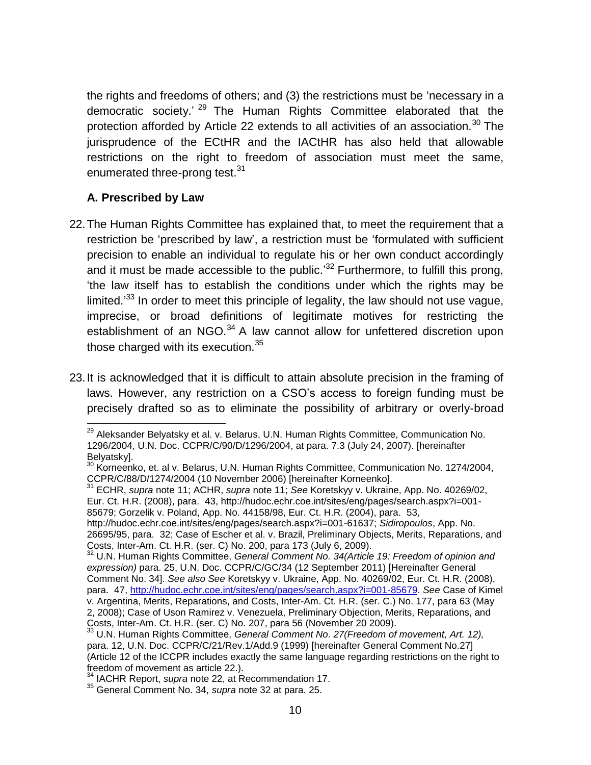the rights and freedoms of others; and (3) the restrictions must be 'necessary in a democratic society.'[29] The Human Rights Committee elaborated that the protection afforded by Article 22 extends to all activities of an association.[30] The jurisprudence of the ECtHR and the IACtHR has also held that allowable restrictions on the right to freedom of association must meet the same, enumerated three-prong test.[31]

### A. Prescribed by Law

22. The Human Rights Committee has explained that, to meet the requirement that a restriction be 'prescribed by law', a restriction must be 'formulated with sufficient precision to enable an individual to regulate his or her own conduct accordingly and it must be made accessible to the public.'[32] Furthermore, to fulfill this prong, 'the law itself has to establish the conditions under which the rights may be limited.'[33] In order to meet this principle of legality, the law should not use vague, imprecise, or broad definitions of legitimate motives for restricting the establishment of an NGO.[34] A law cannot allow for unfettered discretion upon those charged with its execution.[35]

23. It is acknowledged that it is difficult to attain absolute precision in the framing of laws. However, any restriction on a CSO's access to foreign funding must be precisely drafted so as to eliminate the possibility of arbitrary or overly-broad

---

[29] Aleksander Belyatsky et al. v. Belarus, U.N. Human Rights Committee, Communication No. 1296/2004, U.N. Doc. CCPR/C/90/D/1296/2004, at para. 7.3 (July 24, 2007). [hereinafter Belyatsky].

[30] Korneenko, et. al v. Belarus, U.N. Human Rights Committee, Communication No. 1274/2004, CCPR/C/88/D/1274/2004 (10 November 2006) [hereinafter Korneenko].

[31] ECHR, *supra* note 11; ACHR, *supra* note 11; *See* Koretskyy v. Ukraine, App. No. 40269/02, Eur. Ct. H.R. (2008), para. 43, http://hudoc.echr.coe.int/sites/eng/pages/search.aspx?i=001-85679; Gorzelik v. Poland, App. No. 44158/98, Eur. Ct. H.R. (2004), para. 53, http://hudoc.echr.coe.int/sites/eng/pages/search.aspx?i=001-61637; *Sidiropoulos*, App. No. 26695/95, para. 32; Case of Escher et al. v. Brazil, Preliminary Objects, Merits, Reparations, and Costs, Inter-Am. Ct. H.R. (ser. C) No. 200, para 173 (July 6, 2009).

[32] U.N. Human Rights Committee, *General Comment No. 34(Article 19: Freedom of opinion and expression)* para. 25, U.N. Doc. CCPR/C/GC/34 (12 September 2011) [Hereinafter General Comment No. 34]. *See also See* Koretskyy v. Ukraine, App. No. 40269/02, Eur. Ct. H.R. (2008), para. 47, http://hudoc.echr.coe.int/sites/eng/pages/search.aspx?i=001-85679. *See* Case of Kimel v. Argentina, Merits, Reparations, and Costs, Inter-Am. Ct. H.R. (ser. C.) No. 177, para 63 (May 2, 2008); Case of Uson Ramirez v. Venezuela, Preliminary Objection, Merits, Reparations, and Costs, Inter-Am. Ct. H.R. (ser. C) No. 207, para 56 (November 20 2009).

[33] U.N. Human Rights Committee, *General Comment No. 27(Freedom of movement, Art. 12),* para. 12, U.N. Doc. CCPR/C/21/Rev.1/Add.9 (1999) [hereinafter General Comment No.27] (Article 12 of the ICCPR includes exactly the same language regarding restrictions on the right to freedom of movement as article 22.).

[34] IACHR Report, *supra* note 22, at Recommendation 17.

[35] General Comment No. 34, *supra* note 32 at para. 25.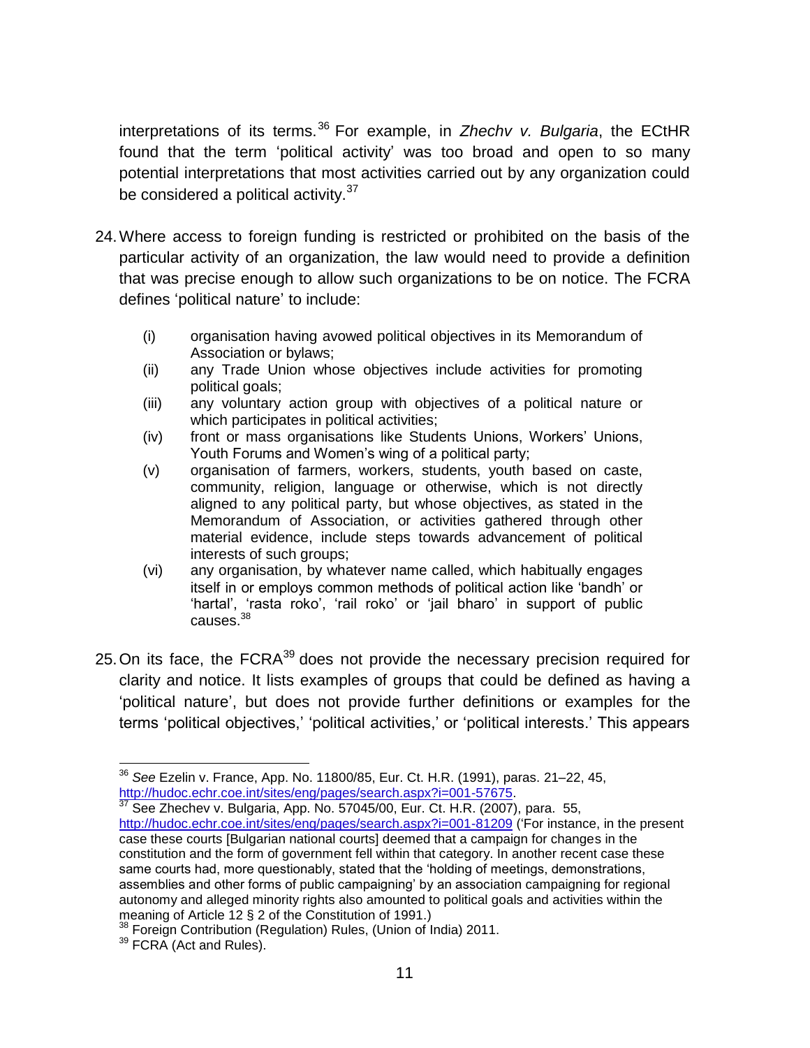interpretations of its terms.[36] For example, in *Zhechv v. Bulgaria*, the ECtHR found that the term 'political activity' was too broad and open to so many potential interpretations that most activities carried out by any organization could be considered a political activity.[37]

24. Where access to foreign funding is restricted or prohibited on the basis of the particular activity of an organization, the law would need to provide a definition that was precise enough to allow such organizations to be on notice. The FCRA defines 'political nature' to include:

    (i) organisation having avowed political objectives in its Memorandum of Association or bylaws;
    (ii) any Trade Union whose objectives include activities for promoting political goals;
    (iii) any voluntary action group with objectives of a political nature or which participates in political activities;
    (iv) front or mass organisations like Students Unions, Workers' Unions, Youth Forums and Women's wing of a political party;
    (v) organisation of farmers, workers, students, youth based on caste, community, religion, language or otherwise, which is not directly aligned to any political party, but whose objectives, as stated in the Memorandum of Association, or activities gathered through other material evidence, include steps towards advancement of political interests of such groups;
    (vi) any organisation, by whatever name called, which habitually engages itself in or employs common methods of political action like 'bandh' or 'hartal', 'rasta roko', 'rail roko' or 'jail bharo' in support of public causes.[38]

25. On its face, the FCRA[39] does not provide the necessary precision required for clarity and notice. It lists examples of groups that could be defined as having a 'political nature', but does not provide further definitions or examples for the terms 'political objectives,' 'political activities,' or 'political interests.' This appears

---

[36] *See* Ezelin v. France, App. No. 11800/85, Eur. Ct. H.R. (1991), paras. 21–22, 45, http://hudoc.echr.coe.int/sites/eng/pages/search.aspx?i=001-57675.

[37] See Zhechev v. Bulgaria, App. No. 57045/00, Eur. Ct. H.R. (2007), para. 55, http://hudoc.echr.coe.int/sites/eng/pages/search.aspx?i=001-81209 ('For instance, in the present case these courts [Bulgarian national courts] deemed that a campaign for changes in the constitution and the form of government fell within that category. In another recent case these same courts had, more questionably, stated that the 'holding of meetings, demonstrations, assemblies and other forms of public campaigning' by an association campaigning for regional autonomy and alleged minority rights also amounted to political goals and activities within the meaning of Article 12 § 2 of the Constitution of 1991.)

[38] Foreign Contribution (Regulation) Rules, (Union of India) 2011.

[39] FCRA (Act and Rules).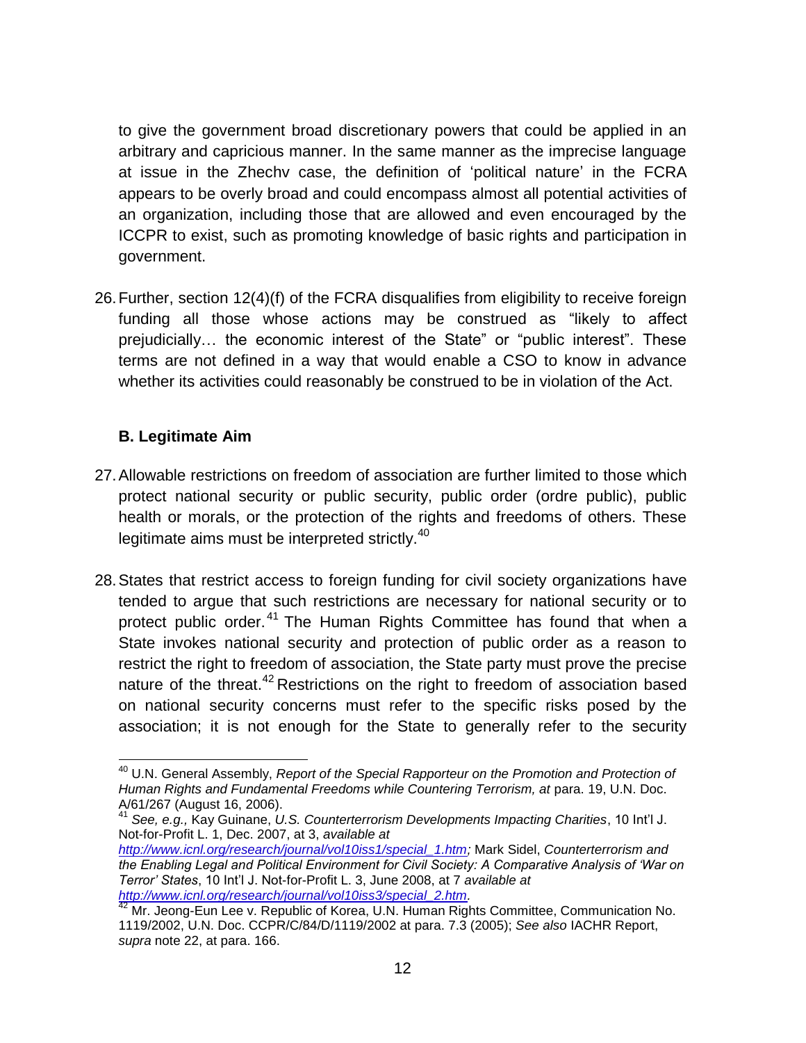to give the government broad discretionary powers that could be applied in an arbitrary and capricious manner. In the same manner as the imprecise language at issue in the Zhechv case, the definition of 'political nature' in the FCRA appears to be overly broad and could encompass almost all potential activities of an organization, including those that are allowed and even encouraged by the ICCPR to exist, such as promoting knowledge of basic rights and participation in government.

26. Further, section 12(4)(f) of the FCRA disqualifies from eligibility to receive foreign funding all those whose actions may be construed as "likely to affect prejudicially… the economic interest of the State" or "public interest". These terms are not defined in a way that would enable a CSO to know in advance whether its activities could reasonably be construed to be in violation of the Act.

### B. Legitimate Aim

27. Allowable restrictions on freedom of association are further limited to those which protect national security or public security, public order (ordre public), public health or morals, or the protection of the rights and freedoms of others. These legitimate aims must be interpreted strictly.[40]

28. States that restrict access to foreign funding for civil society organizations have tended to argue that such restrictions are necessary for national security or to protect public order.[41] The Human Rights Committee has found that when a State invokes national security and protection of public order as a reason to restrict the right to freedom of association, the State party must prove the precise nature of the threat.[42] Restrictions on the right to freedom of association based on national security concerns must refer to the specific risks posed by the association; it is not enough for the State to generally refer to the security

---

[40] U.N. General Assembly, *Report of the Special Rapporteur on the Promotion and Protection of Human Rights and Fundamental Freedoms while Countering Terrorism, at* para. 19, U.N. Doc. A/61/267 (August 16, 2006).

[41] *See, e.g.,* Kay Guinane, *U.S. Counterterrorism Developments Impacting Charities*, 10 Int'l J. Not-for-Profit L. 1, Dec. 2007, at 3, *available at* *http://www.icnl.org/research/journal/vol10iss1/special_1.htm;* Mark Sidel, *Counterterrorism and the Enabling Legal and Political Environment for Civil Society: A Comparative Analysis of 'War on Terror' States*, 10 Int'l J. Not-for-Profit L. 3, June 2008, at 7 *available at* *http://www.icnl.org/research/journal/vol10iss3/special_2.htm*.

[42] Mr. Jeong-Eun Lee v. Republic of Korea, U.N. Human Rights Committee, Communication No. 1119/2002, U.N. Doc. CCPR/C/84/D/1119/2002 at para. 7.3 (2005); *See also* IACHR Report, *supra* note 22, at para. 166.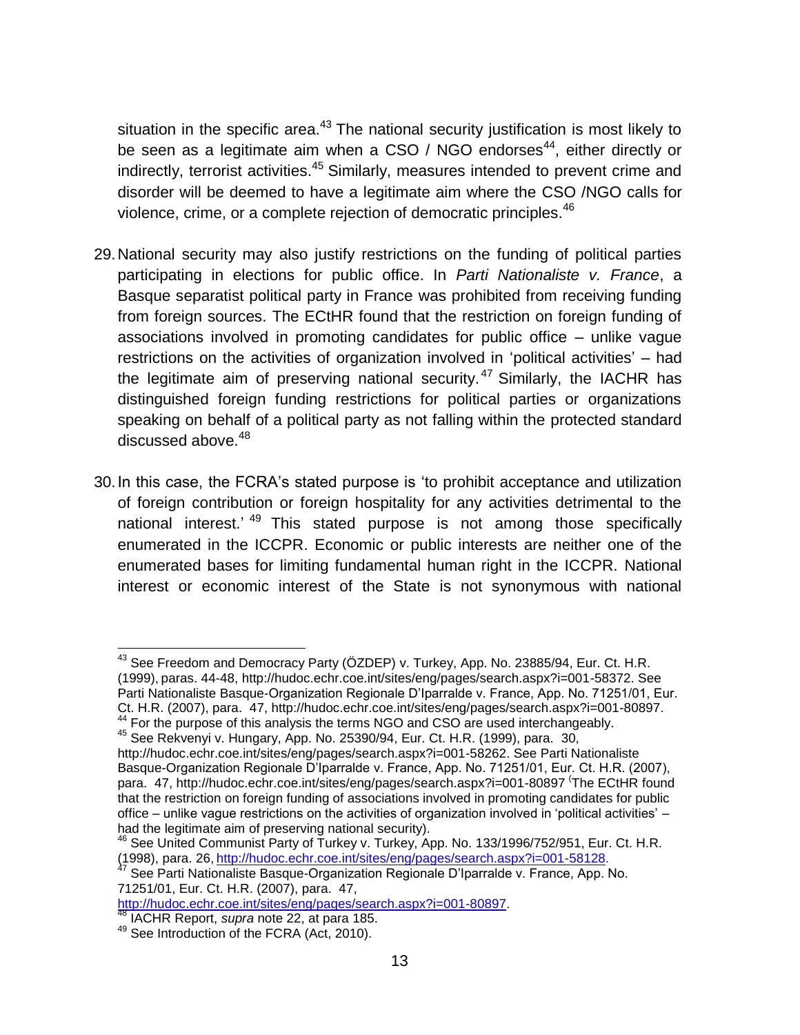situation in the specific area.[43] The national security justification is most likely to be seen as a legitimate aim when a CSO / NGO endorses[44], either directly or indirectly, terrorist activities.[45] Similarly, measures intended to prevent crime and disorder will be deemed to have a legitimate aim where the CSO /NGO calls for violence, crime, or a complete rejection of democratic principles.[46]

29. National security may also justify restrictions on the funding of political parties participating in elections for public office. In *Parti Nationaliste v. France*, a Basque separatist political party in France was prohibited from receiving funding from foreign sources. The ECtHR found that the restriction on foreign funding of associations involved in promoting candidates for public office – unlike vague restrictions on the activities of organization involved in 'political activities' – had the legitimate aim of preserving national security.[47] Similarly, the IACHR has distinguished foreign funding restrictions for political parties or organizations speaking on behalf of a political party as not falling within the protected standard discussed above.[48]

30. In this case, the FCRA's stated purpose is 'to prohibit acceptance and utilization of foreign contribution or foreign hospitality for any activities detrimental to the national interest.'[49] This stated purpose is not among those specifically enumerated in the ICCPR. Economic or public interests are neither one of the enumerated bases for limiting fundamental human right in the ICCPR. National interest or economic interest of the State is not synonymous with national

---

[43] See Freedom and Democracy Party (ÖZDEP) v. Turkey, App. No. 23885/94, Eur. Ct. H.R. (1999), paras. 44-48, http://hudoc.echr.coe.int/sites/eng/pages/search.aspx?i=001-58372. See Parti Nationaliste Basque-Organization Regionale D'Iparralde v. France, App. No. 71251/01, Eur. Ct. H.R. (2007), para. 47, http://hudoc.echr.coe.int/sites/eng/pages/search.aspx?i=001-80897.

[44] For the purpose of this analysis the terms NGO and CSO are used interchangeably.

[45] See Rekvenyi v. Hungary, App. No. 25390/94, Eur. Ct. H.R. (1999), para. 30, http://hudoc.echr.coe.int/sites/eng/pages/search.aspx?i=001-58262. See Parti Nationaliste Basque-Organization Regionale D'Iparralde v. France, App. No. 71251/01, Eur. Ct. H.R. (2007), para. 47, http://hudoc.echr.coe.int/sites/eng/pages/search.aspx?i=001-80897 ('The ECtHR found that the restriction on foreign funding of associations involved in promoting candidates for public office – unlike vague restrictions on the activities of organization involved in 'political activities' – had the legitimate aim of preserving national security).

[46] See United Communist Party of Turkey v. Turkey, App. No. 133/1996/752/951, Eur. Ct. H.R. (1998), para. 26, http://hudoc.echr.coe.int/sites/eng/pages/search.aspx?i=001-58128.

[47] See Parti Nationaliste Basque-Organization Regionale D'Iparralde v. France, App. No. 71251/01, Eur. Ct. H.R. (2007), para. 47, http://hudoc.echr.coe.int/sites/eng/pages/search.aspx?i=001-80897.

[48] IACHR Report, *supra* note 22, at para 185.

[49] See Introduction of the FCRA (Act, 2010).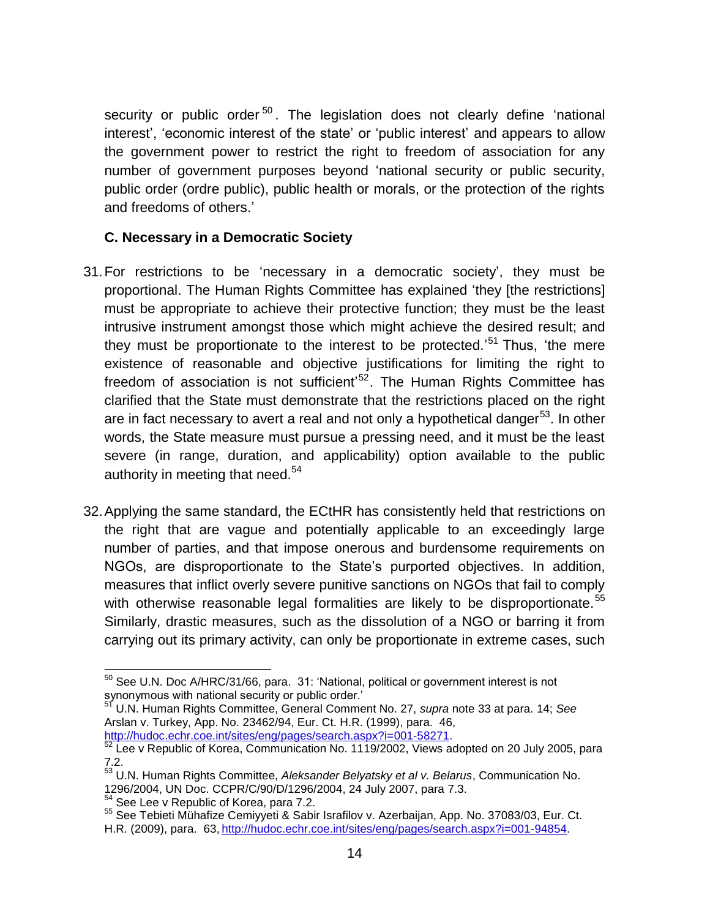security or public order[50]. The legislation does not clearly define 'national interest', 'economic interest of the state' or 'public interest' and appears to allow the government power to restrict the right to freedom of association for any number of government purposes beyond 'national security or public security, public order (ordre public), public health or morals, or the protection of the rights and freedoms of others.'

### C. Necessary in a Democratic Society

31. For restrictions to be 'necessary in a democratic society', they must be proportional. The Human Rights Committee has explained 'they [the restrictions] must be appropriate to achieve their protective function; they must be the least intrusive instrument amongst those which might achieve the desired result; and they must be proportionate to the interest to be protected.'[51] Thus, 'the mere existence of reasonable and objective justifications for limiting the right to freedom of association is not sufficient'[52]. The Human Rights Committee has clarified that the State must demonstrate that the restrictions placed on the right are in fact necessary to avert a real and not only a hypothetical danger[53]. In other words, the State measure must pursue a pressing need, and it must be the least severe (in range, duration, and applicability) option available to the public authority in meeting that need.[54]

32. Applying the same standard, the ECtHR has consistently held that restrictions on the right that are vague and potentially applicable to an exceedingly large number of parties, and that impose onerous and burdensome requirements on NGOs, are disproportionate to the State's purported objectives. In addition, measures that inflict overly severe punitive sanctions on NGOs that fail to comply with otherwise reasonable legal formalities are likely to be disproportionate.[55] Similarly, drastic measures, such as the dissolution of a NGO or barring it from carrying out its primary activity, can only be proportionate in extreme cases, such

---

[50] See U.N. Doc A/HRC/31/66, para. 31: 'National, political or government interest is not synonymous with national security or public order.'

[51] U.N. Human Rights Committee, General Comment No. 27, *supra* note 33 at para. 14; *See* Arslan v. Turkey, App. No. 23462/94, Eur. Ct. H.R. (1999), para. 46, http://hudoc.echr.coe.int/sites/eng/pages/search.aspx?i=001-58271.

[52] Lee v Republic of Korea, Communication No. 1119/2002, Views adopted on 20 July 2005, para 7.2.

[53] U.N. Human Rights Committee, *Aleksander Belyatsky et al v. Belarus*, Communication No. 1296/2004, UN Doc. CCPR/C/90/D/1296/2004, 24 July 2007, para 7.3.

[54] See Lee v Republic of Korea, para 7.2.

[55] See Tebieti Mühafize Cemiyyeti & Sabir Israfilov v. Azerbaijan, App. No. 37083/03, Eur. Ct. H.R. (2009), para. 63, http://hudoc.echr.coe.int/sites/eng/pages/search.aspx?i=001-94854.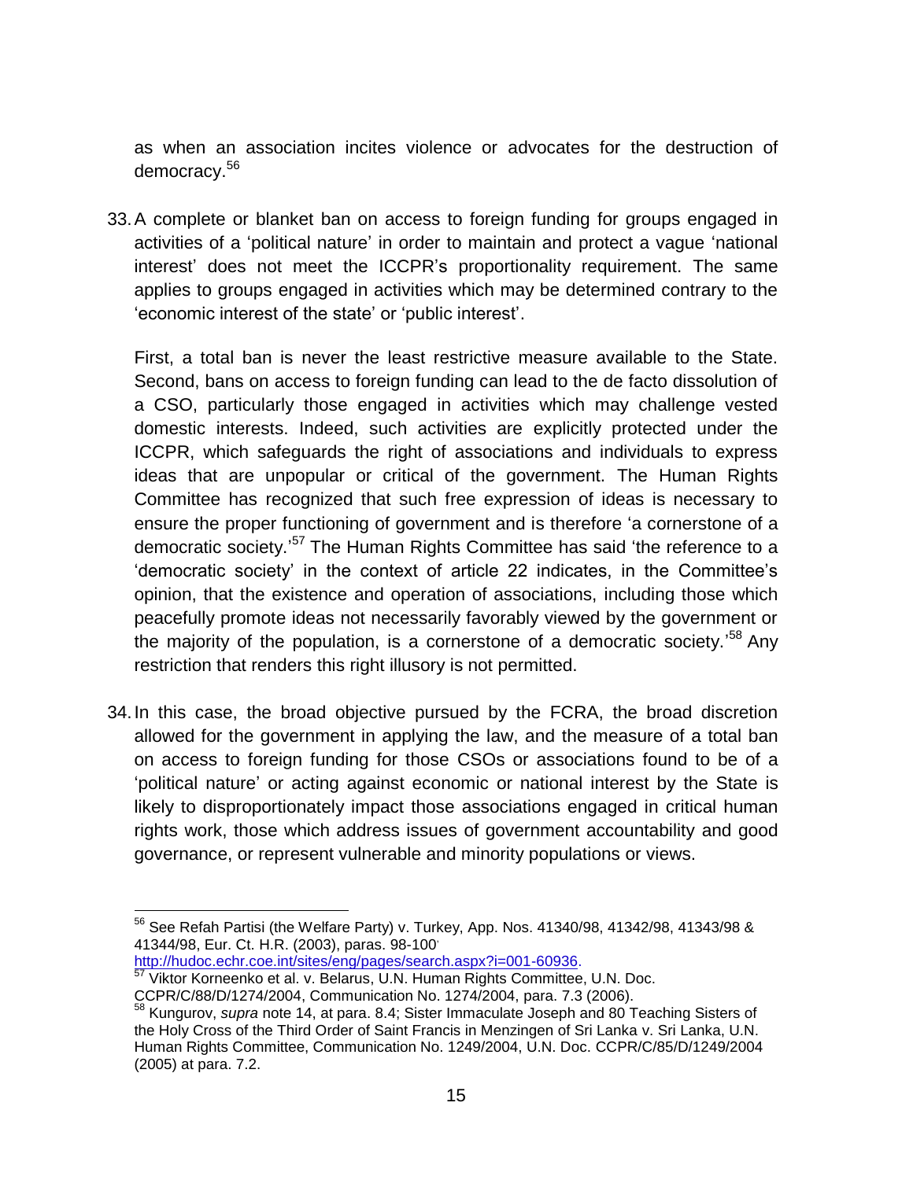as when an association incites violence or advocates for the destruction of democracy.[56]

33. A complete or blanket ban on access to foreign funding for groups engaged in activities of a 'political nature' in order to maintain and protect a vague 'national interest' does not meet the ICCPR's proportionality requirement. The same applies to groups engaged in activities which may be determined contrary to the 'economic interest of the state' or 'public interest'.

    First, a total ban is never the least restrictive measure available to the State. Second, bans on access to foreign funding can lead to the de facto dissolution of a CSO, particularly those engaged in activities which may challenge vested domestic interests. Indeed, such activities are explicitly protected under the ICCPR, which safeguards the right of associations and individuals to express ideas that are unpopular or critical of the government. The Human Rights Committee has recognized that such free expression of ideas is necessary to ensure the proper functioning of government and is therefore 'a cornerstone of a democratic society.'[57] The Human Rights Committee has said 'the reference to a 'democratic society' in the context of article 22 indicates, in the Committee's opinion, that the existence and operation of associations, including those which peacefully promote ideas not necessarily favorably viewed by the government or the majority of the population, is a cornerstone of a democratic society.'[58] Any restriction that renders this right illusory is not permitted.

34. In this case, the broad objective pursued by the FCRA, the broad discretion allowed for the government in applying the law, and the measure of a total ban on access to foreign funding for those CSOs or associations found to be of a 'political nature' or acting against economic or national interest by the State is likely to disproportionately impact those associations engaged in critical human rights work, those which address issues of government accountability and good governance, or represent vulnerable and minority populations or views.

---

[56] See Refah Partisi (the Welfare Party) v. Turkey, App. Nos. 41340/98, 41342/98, 41343/98 & 41344/98, Eur. Ct. H.R. (2003), paras. 98-100, http://hudoc.echr.coe.int/sites/eng/pages/search.aspx?i=001-60936.

[57] Viktor Korneenko et al. v. Belarus, U.N. Human Rights Committee, U.N. Doc. CCPR/C/88/D/1274/2004, Communication No. 1274/2004, para. 7.3 (2006).

[58] Kungurov, *supra* note 14, at para. 8.4; Sister Immaculate Joseph and 80 Teaching Sisters of the Holy Cross of the Third Order of Saint Francis in Menzingen of Sri Lanka v. Sri Lanka, U.N. Human Rights Committee, Communication No. 1249/2004, U.N. Doc. CCPR/C/85/D/1249/2004 (2005) at para. 7.2.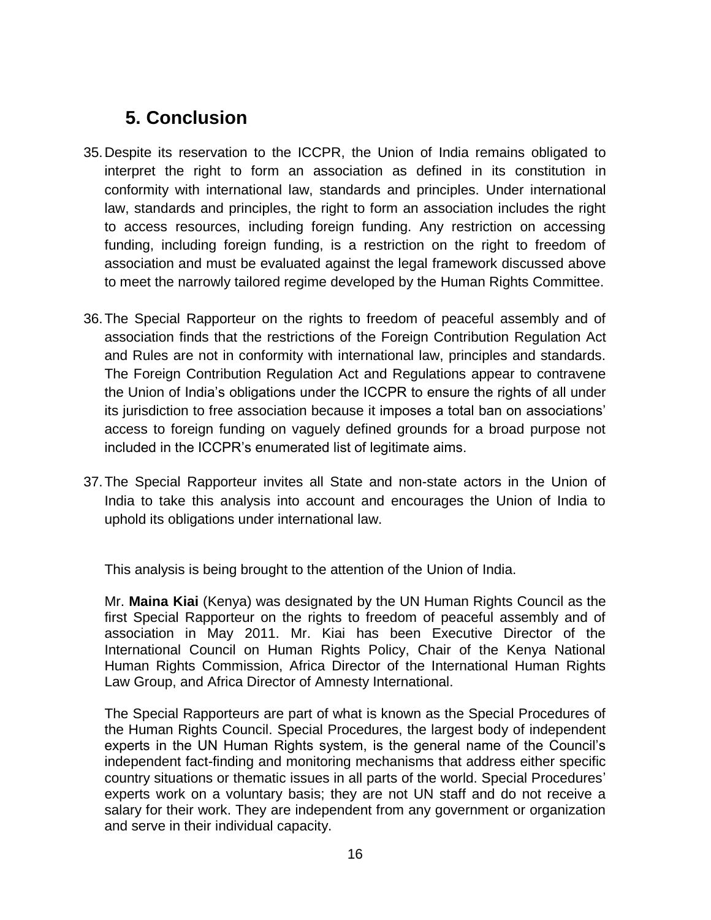## 5. Conclusion

35. Despite its reservation to the ICCPR, the Union of India remains obligated to interpret the right to form an association as defined in its constitution in conformity with international law, standards and principles. Under international law, standards and principles, the right to form an association includes the right to access resources, including foreign funding. Any restriction on accessing funding, including foreign funding, is a restriction on the right to freedom of association and must be evaluated against the legal framework discussed above to meet the narrowly tailored regime developed by the Human Rights Committee.

36. The Special Rapporteur on the rights to freedom of peaceful assembly and of association finds that the restrictions of the Foreign Contribution Regulation Act and Rules are not in conformity with international law, principles and standards. The Foreign Contribution Regulation Act and Regulations appear to contravene the Union of India's obligations under the ICCPR to ensure the rights of all under its jurisdiction to free association because it imposes a total ban on associations' access to foreign funding on vaguely defined grounds for a broad purpose not included in the ICCPR's enumerated list of legitimate aims.

37. The Special Rapporteur invites all State and non-state actors in the Union of India to take this analysis into account and encourages the Union of India to uphold its obligations under international law.

This analysis is being brought to the attention of the Union of India.

Mr. **Maina Kiai** (Kenya) was designated by the UN Human Rights Council as the first Special Rapporteur on the rights to freedom of peaceful assembly and of association in May 2011. Mr. Kiai has been Executive Director of the International Council on Human Rights Policy, Chair of the Kenya National Human Rights Commission, Africa Director of the International Human Rights Law Group, and Africa Director of Amnesty International.

The Special Rapporteurs are part of what is known as the Special Procedures of the Human Rights Council. Special Procedures, the largest body of independent experts in the UN Human Rights system, is the general name of the Council's independent fact-finding and monitoring mechanisms that address either specific country situations or thematic issues in all parts of the world. Special Procedures' experts work on a voluntary basis; they are not UN staff and do not receive a salary for their work. They are independent from any government or organization and serve in their individual capacity.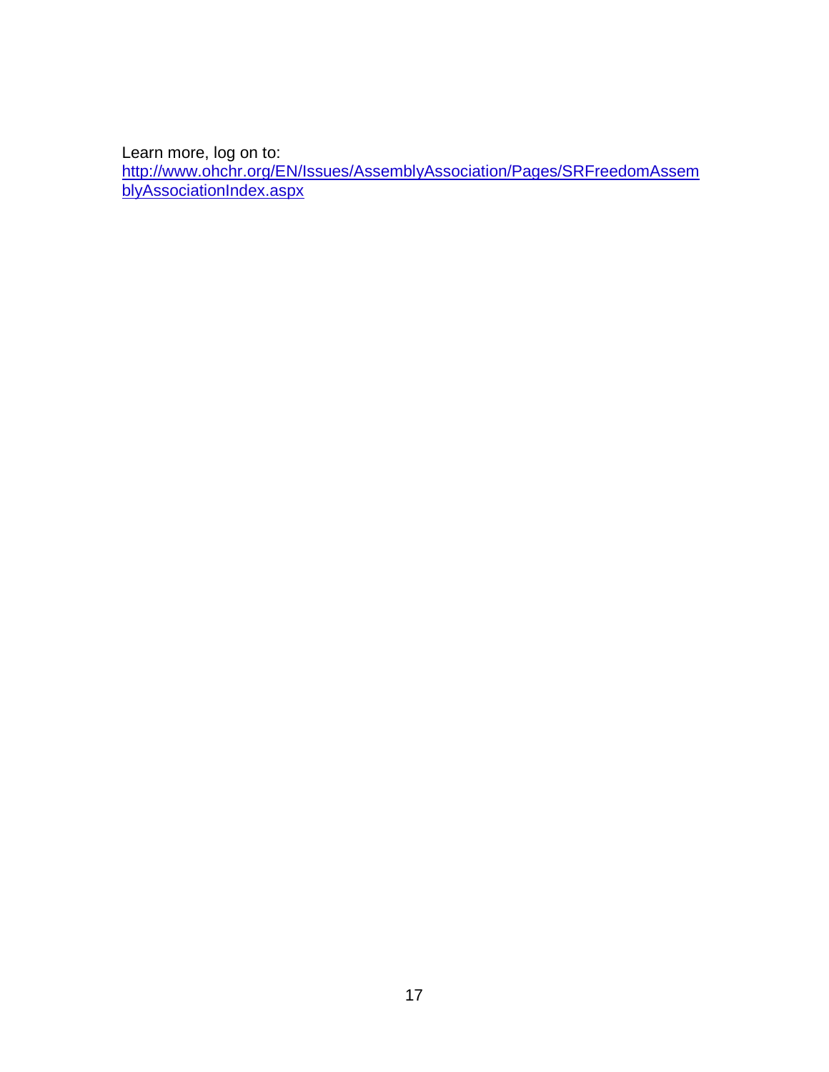Learn more, log on to:
http://www.ohchr.org/EN/Issues/AssemblyAssociation/Pages/SRFreedomAssemblyAssociationIndex.aspx